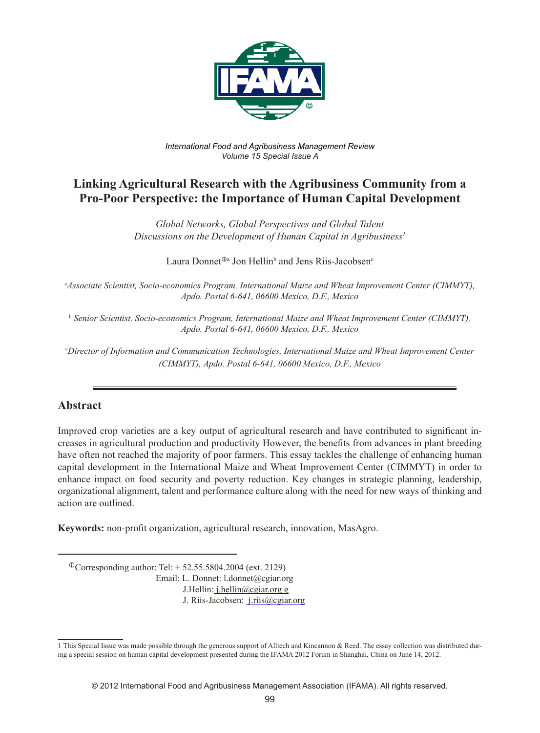*International Food and Agribusiness Management Review*
*Volume 15 Special Issue A*

# Linking Agricultural Research with the Agribusiness Community from a Pro-Poor Perspective: the Importance of Human Capital Development

*Global Networks, Global Perspectives and Global Talent*
*Discussions on the Development of Human Capital in Agribusiness*[1]

Laura Donnet[①a] Jon Hellin[b] and Jens Riis-Jacobsen[c]

[a]*Associate Scientist, Socio-economics Program, International Maize and Wheat Improvement Center (CIMMYT), Apdo. Postal 6-641, 06600 Mexico, D.F., Mexico*

[b] *Senior Scientist, Socio-economics Program, International Maize and Wheat Improvement Center (CIMMYT), Apdo. Postal 6-641, 06600 Mexico, D.F., Mexico*

[c]*Director of Information and Communication Technologies, International Maize and Wheat Improvement Center (CIMMYT), Apdo. Postal 6-641, 06600 Mexico, D.F., Mexico*

---

## Abstract

Improved crop varieties are a key output of agricultural research and have contributed to significant increases in agricultural production and productivity However, the benefits from advances in plant breeding have often not reached the majority of poor farmers. This essay tackles the challenge of enhancing human capital development in the International Maize and Wheat Improvement Center (CIMMYT) in order to enhance impact on food security and poverty reduction. Key changes in strategic planning, leadership, organizational alignment, talent and performance culture along with the need for new ways of thinking and action are outlined.

**Keywords:** non-profit organization, agricultural research, innovation, MasAgro.

---

[①]Corresponding author: Tel: + 52.55.5804.2004 (ext. 2129)
Email: L. Donnet: l.donnet@cgiar.org
J.Hellin: j.hellin@cgiar.org g
J. Riis-Jacobsen: j.riis@cgiar.org

1 This Special Issue was made possible through the generous support of Alltech and Kincannon & Reed. The essay collection was distributed during a special session on human capital development presented during the IFAMA 2012 Forum in Shanghai, China on June 14, 2012.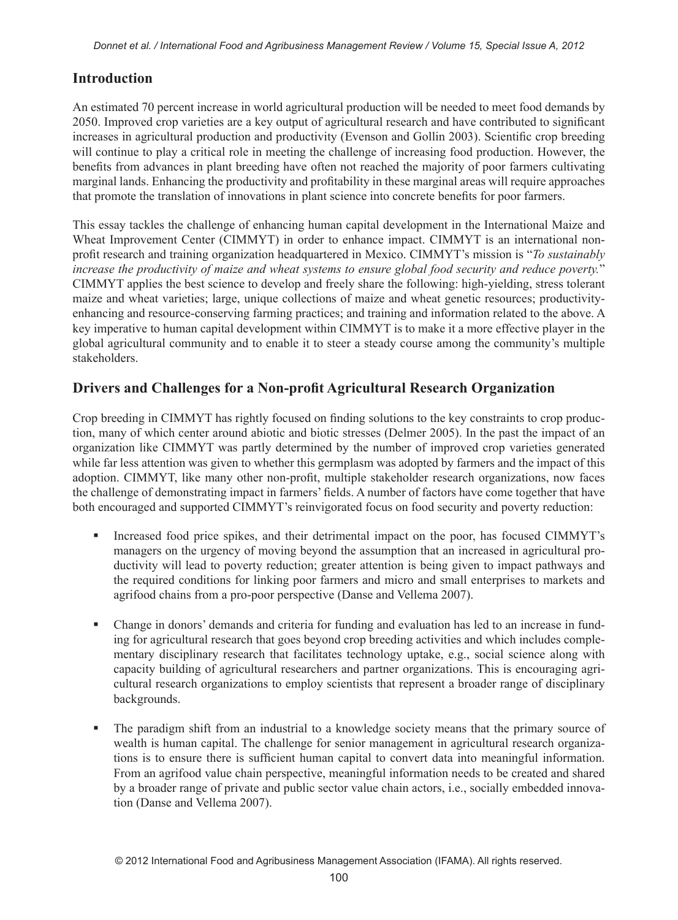## Introduction

An estimated 70 percent increase in world agricultural production will be needed to meet food demands by 2050. Improved crop varieties are a key output of agricultural research and have contributed to significant increases in agricultural production and productivity (Evenson and Gollin 2003). Scientific crop breeding will continue to play a critical role in meeting the challenge of increasing food production. However, the benefits from advances in plant breeding have often not reached the majority of poor farmers cultivating marginal lands. Enhancing the productivity and profitability in these marginal areas will require approaches that promote the translation of innovations in plant science into concrete benefits for poor farmers.

This essay tackles the challenge of enhancing human capital development in the International Maize and Wheat Improvement Center (CIMMYT) in order to enhance impact. CIMMYT is an international non-profit research and training organization headquartered in Mexico. CIMMYT's mission is "*To sustainably increase the productivity of maize and wheat systems to ensure global food security and reduce poverty.*" CIMMYT applies the best science to develop and freely share the following: high-yielding, stress tolerant maize and wheat varieties; large, unique collections of maize and wheat genetic resources; productivity-enhancing and resource-conserving farming practices; and training and information related to the above. A key imperative to human capital development within CIMMYT is to make it a more effective player in the global agricultural community and to enable it to steer a steady course among the community's multiple stakeholders.

## Drivers and Challenges for a Non-profit Agricultural Research Organization

Crop breeding in CIMMYT has rightly focused on finding solutions to the key constraints to crop production, many of which center around abiotic and biotic stresses (Delmer 2005). In the past the impact of an organization like CIMMYT was partly determined by the number of improved crop varieties generated while far less attention was given to whether this germplasm was adopted by farmers and the impact of this adoption. CIMMYT, like many other non-profit, multiple stakeholder research organizations, now faces the challenge of demonstrating impact in farmers' fields. A number of factors have come together that have both encouraged and supported CIMMYT's reinvigorated focus on food security and poverty reduction:

- Increased food price spikes, and their detrimental impact on the poor, has focused CIMMYT's managers on the urgency of moving beyond the assumption that an increased in agricultural productivity will lead to poverty reduction; greater attention is being given to impact pathways and the required conditions for linking poor farmers and micro and small enterprises to markets and agrifood chains from a pro-poor perspective (Danse and Vellema 2007).

- Change in donors' demands and criteria for funding and evaluation has led to an increase in funding for agricultural research that goes beyond crop breeding activities and which includes complementary disciplinary research that facilitates technology uptake, e.g., social science along with capacity building of agricultural researchers and partner organizations. This is encouraging agricultural research organizations to employ scientists that represent a broader range of disciplinary backgrounds.

- The paradigm shift from an industrial to a knowledge society means that the primary source of wealth is human capital. The challenge for senior management in agricultural research organizations is to ensure there is sufficient human capital to convert data into meaningful information. From an agrifood value chain perspective, meaningful information needs to be created and shared by a broader range of private and public sector value chain actors, i.e., socially embedded innovation (Danse and Vellema 2007).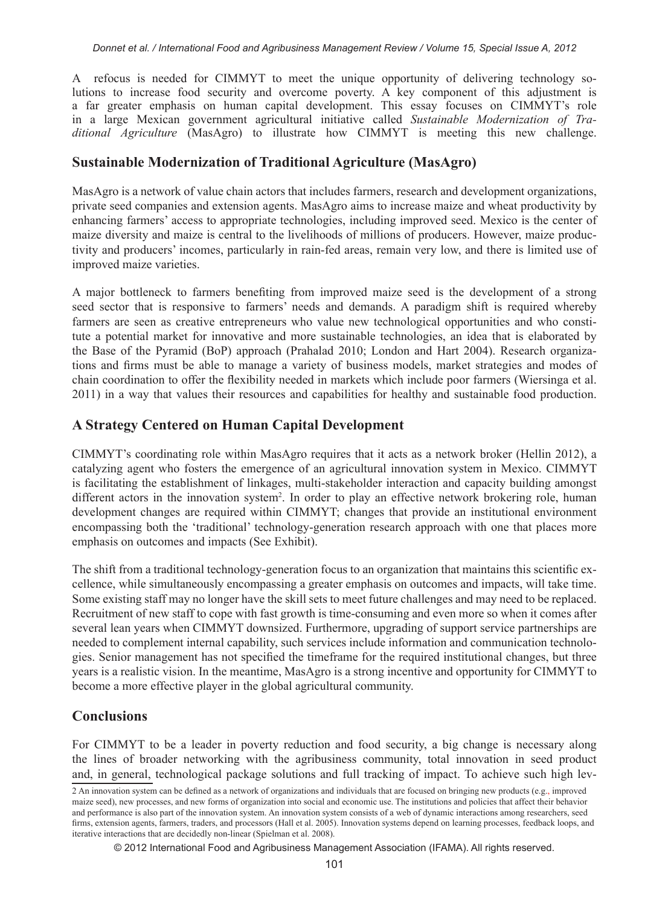A refocus is needed for CIMMYT to meet the unique opportunity of delivering technology solutions to increase food security and overcome poverty. A key component of this adjustment is a far greater emphasis on human capital development. This essay focuses on CIMMYT's role in a large Mexican government agricultural initiative called *Sustainable Modernization of Traditional Agriculture* (MasAgro) to illustrate how CIMMYT is meeting this new challenge.

## Sustainable Modernization of Traditional Agriculture (MasAgro)

MasAgro is a network of value chain actors that includes farmers, research and development organizations, private seed companies and extension agents. MasAgro aims to increase maize and wheat productivity by enhancing farmers' access to appropriate technologies, including improved seed. Mexico is the center of maize diversity and maize is central to the livelihoods of millions of producers. However, maize productivity and producers' incomes, particularly in rain-fed areas, remain very low, and there is limited use of improved maize varieties.

A major bottleneck to farmers benefiting from improved maize seed is the development of a strong seed sector that is responsive to farmers' needs and demands. A paradigm shift is required whereby farmers are seen as creative entrepreneurs who value new technological opportunities and who constitute a potential market for innovative and more sustainable technologies, an idea that is elaborated by the Base of the Pyramid (BoP) approach (Prahalad 2010; London and Hart 2004). Research organizations and firms must be able to manage a variety of business models, market strategies and modes of chain coordination to offer the flexibility needed in markets which include poor farmers (Wiersinga et al. 2011) in a way that values their resources and capabilities for healthy and sustainable food production.

## A Strategy Centered on Human Capital Development

CIMMYT's coordinating role within MasAgro requires that it acts as a network broker (Hellin 2012), a catalyzing agent who fosters the emergence of an agricultural innovation system in Mexico. CIMMYT is facilitating the establishment of linkages, multi-stakeholder interaction and capacity building amongst different actors in the innovation system[2]. In order to play an effective network brokering role, human development changes are required within CIMMYT; changes that provide an institutional environment encompassing both the 'traditional' technology-generation research approach with one that places more emphasis on outcomes and impacts (See Exhibit).

The shift from a traditional technology-generation focus to an organization that maintains this scientific excellence, while simultaneously encompassing a greater emphasis on outcomes and impacts, will take time. Some existing staff may no longer have the skill sets to meet future challenges and may need to be replaced. Recruitment of new staff to cope with fast growth is time-consuming and even more so when it comes after several lean years when CIMMYT downsized. Furthermore, upgrading of support service partnerships are needed to complement internal capability, such services include information and communication technologies. Senior management has not specified the timeframe for the required institutional changes, but three years is a realistic vision. In the meantime, MasAgro is a strong incentive and opportunity for CIMMYT to become a more effective player in the global agricultural community.

## Conclusions

For CIMMYT to be a leader in poverty reduction and food security, a big change is necessary along the lines of broader networking with the agribusiness community, total innovation in seed product and, in general, technological package solutions and full tracking of impact. To achieve such high lev-

---

[2] An innovation system can be defined as a network of organizations and individuals that are focused on bringing new products (e.g., improved maize seed), new processes, and new forms of organization into social and economic use. The institutions and policies that affect their behavior and performance is also part of the innovation system. An innovation system consists of a web of dynamic interactions among researchers, seed firms, extension agents, farmers, traders, and processors (Hall et al. 2005). Innovation systems depend on learning processes, feedback loops, and iterative interactions that are decidedly non-linear (Spielman et al. 2008).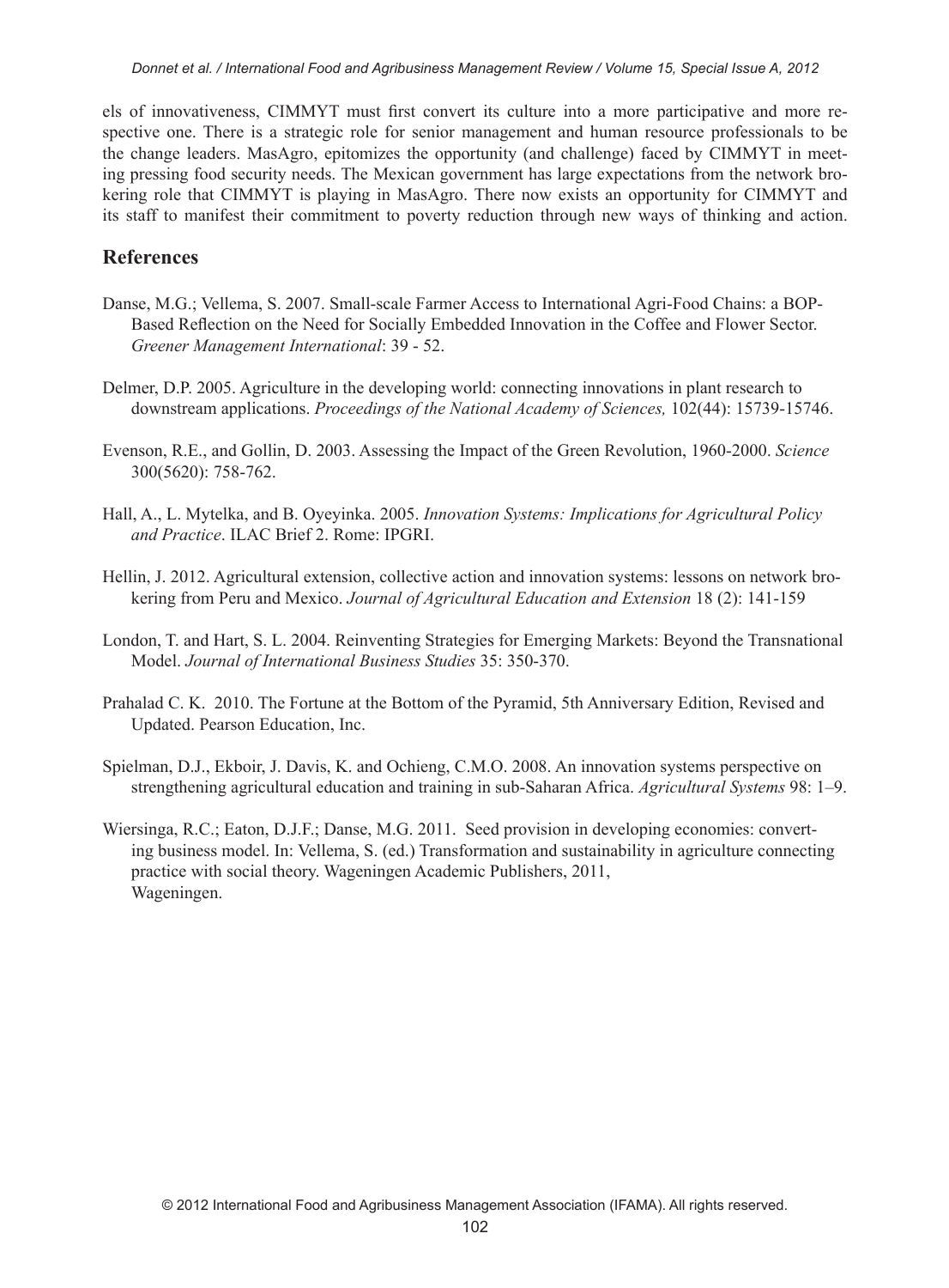els of innovativeness, CIMMYT must first convert its culture into a more participative and more respective one. There is a strategic role for senior management and human resource professionals to be the change leaders. MasAgro, epitomizes the opportunity (and challenge) faced by CIMMYT in meeting pressing food security needs. The Mexican government has large expectations from the network brokering role that CIMMYT is playing in MasAgro. There now exists an opportunity for CIMMYT and its staff to manifest their commitment to poverty reduction through new ways of thinking and action.

## References

Danse, M.G.; Vellema, S. 2007. Small-scale Farmer Access to International Agri-Food Chains: a BOP-Based Reflection on the Need for Socially Embedded Innovation in the Coffee and Flower Sector. *Greener Management International*: 39 - 52.

Delmer, D.P. 2005. Agriculture in the developing world: connecting innovations in plant research to downstream applications. *Proceedings of the National Academy of Sciences,* 102(44): 15739-15746.

Evenson, R.E., and Gollin, D. 2003. Assessing the Impact of the Green Revolution, 1960-2000. *Science* 300(5620): 758-762.

Hall, A., L. Mytelka, and B. Oyeyinka. 2005. *Innovation Systems: Implications for Agricultural Policy and Practice*. ILAC Brief 2. Rome: IPGRI.

Hellin, J. 2012. Agricultural extension, collective action and innovation systems: lessons on network brokering from Peru and Mexico. *Journal of Agricultural Education and Extension* 18 (2): 141-159

London, T. and Hart, S. L. 2004. Reinventing Strategies for Emerging Markets: Beyond the Transnational Model. *Journal of International Business Studies* 35: 350-370.

Prahalad C. K. 2010. The Fortune at the Bottom of the Pyramid, 5th Anniversary Edition, Revised and Updated. Pearson Education, Inc.

Spielman, D.J., Ekboir, J. Davis, K. and Ochieng, C.M.O. 2008. An innovation systems perspective on strengthening agricultural education and training in sub-Saharan Africa. *Agricultural Systems* 98: 1–9.

Wiersinga, R.C.; Eaton, D.J.F.; Danse, M.G. 2011. Seed provision in developing economies: converting business model. In: Vellema, S. (ed.) Transformation and sustainability in agriculture connecting practice with social theory. Wageningen Academic Publishers, 2011, Wageningen.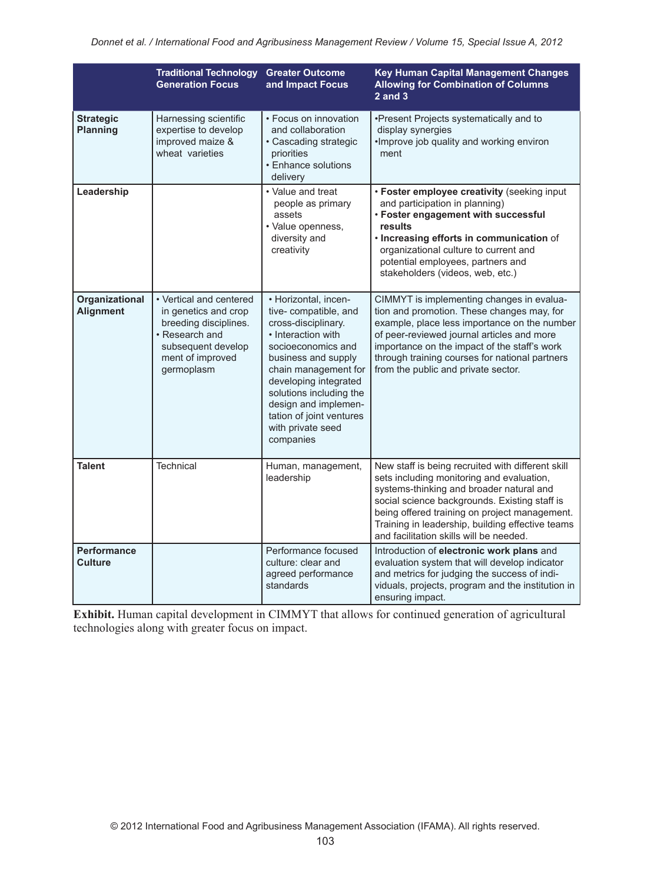| | Traditional Technology Generation Focus | Greater Outcome and Impact Focus | Key Human Capital Management Changes Allowing for Combination of Columns 2 and 3 |
|---|---|---|---|
| **Strategic Planning** | Harnessing scientific expertise to develop improved maize & wheat varieties | • Focus on innovation and collaboration<br>• Cascading strategic priorities<br>• Enhance solutions delivery | •Present Projects systematically and to display synergies<br>•Improve job quality and working environ ment |
| **Leadership** | | • Value and treat people as primary assets<br>• Value openness, diversity and creativity | • **Foster employee creativity** (seeking input and participation in planning)<br>• **Foster engagement with successful results**<br>• **Increasing efforts in communication** of organizational culture to current and potential employees, partners and stakeholders (videos, web, etc.) |
| **Organizational Alignment** | • Vertical and centered in genetics and crop breeding disciplines.<br>• Research and subsequent develop ment of improved germoplasm | • Horizontal, incen-tive- compatible, and cross-disciplinary.<br>• Interaction with socioeconomics and business and supply chain management for developing integrated solutions including the design and implemen-tation of joint ventures with private seed companies | CIMMYT is implementing changes in evalua-tion and promotion. These changes may, for example, place less importance on the number of peer-reviewed journal articles and more importance on the impact of the staff's work through training courses for national partners from the public and private sector. |
| **Talent** | Technical | Human, management, leadership | New staff is being recruited with different skill sets including monitoring and evaluation, systems-thinking and broader natural and social science backgrounds. Existing staff is being offered training on project management. Training in leadership, building effective teams and facilitation skills will be needed. |
| **Performance Culture** | | Performance focused culture: clear and agreed performance standards | Introduction of **electronic work plans** and evaluation system that will develop indicator and metrics for judging the success of indi-viduals, projects, program and the institution in ensuring impact. |

**Exhibit.** Human capital development in CIMMYT that allows for continued generation of agricultural technologies along with greater focus on impact.